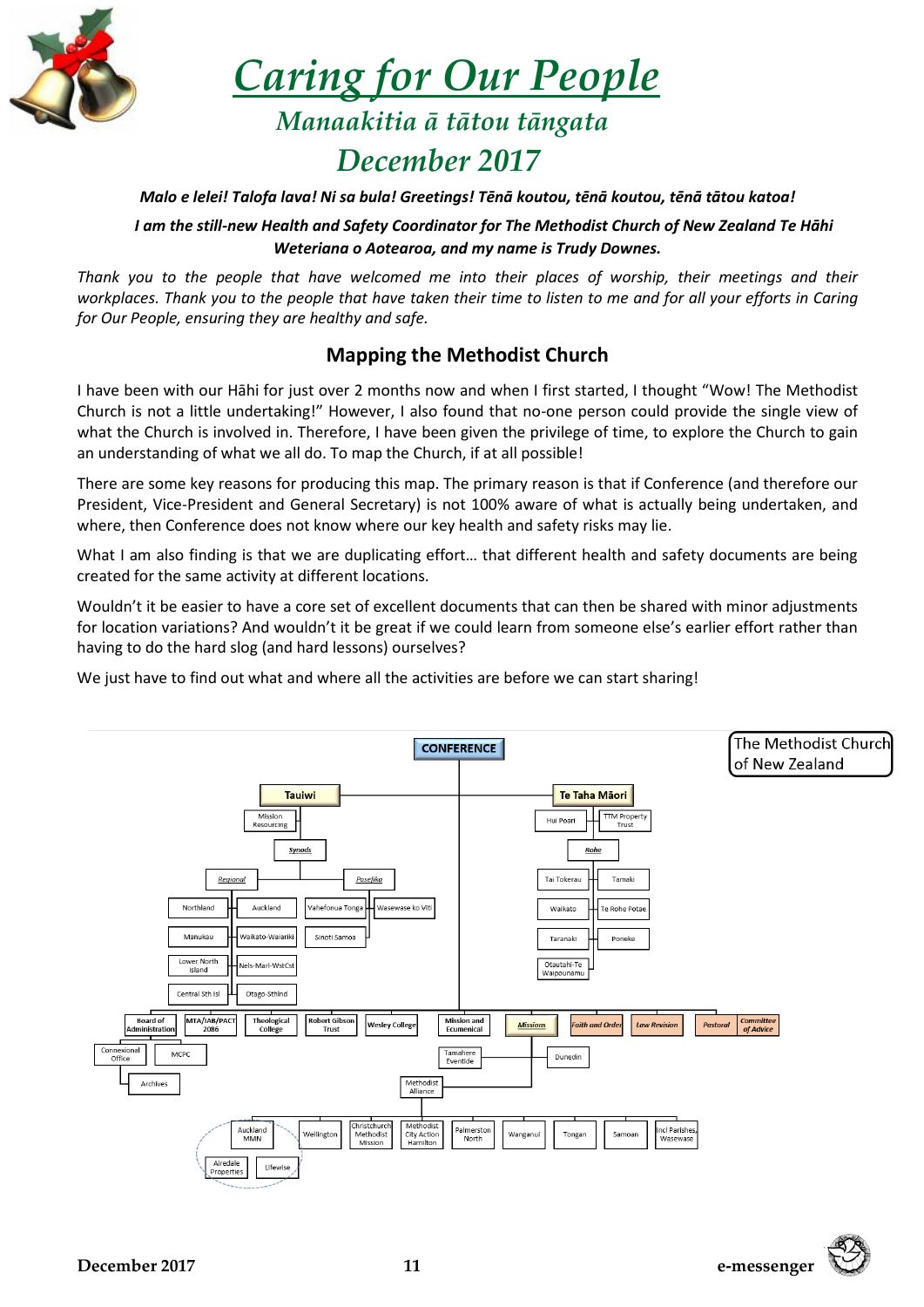# *Caring for Our People*

## *Manaakitia ā tātou tāngata*

## *December 2017*

***Malo e lelei! Talofa lava! Ni sa bula! Greetings! Tēnā koutou, tēnā koutou, tēnā tātou katoa!***

***I am the still-new Health and Safety Coordinator for The Methodist Church of New Zealand Te Hāhi Weteriana o Aotearoa, and my name is Trudy Downes.***

*Thank you to the people that have welcomed me into their places of worship, their meetings and their workplaces. Thank you to the people that have taken their time to listen to me and for all your efforts in Caring for Our People, ensuring they are healthy and safe.*

### Mapping the Methodist Church

I have been with our Hāhi for just over 2 months now and when I first started, I thought "Wow! The Methodist Church is not a little undertaking!" However, I also found that no-one person could provide the single view of what the Church is involved in. Therefore, I have been given the privilege of time, to explore the Church to gain an understanding of what we all do. To map the Church, if at all possible!

There are some key reasons for producing this map. The primary reason is that if Conference (and therefore our President, Vice-President and General Secretary) is not 100% aware of what is actually being undertaken, and where, then Conference does not know where our key health and safety risks may lie.

What I am also finding is that we are duplicating effort… that different health and safety documents are being created for the same activity at different locations.

Wouldn't it be easier to have a core set of excellent documents that can then be shared with minor adjustments for location variations? And wouldn't it be great if we could learn from someone else's earlier effort rather than having to do the hard slog (and hard lessons) ourselves?

We just have to find out what and where all the activities are before we can start sharing!

**The Methodist Church of New Zealand**

- **CONFERENCE**
  - **Tauiwi**
    - Mission Resourcing
    - *Synods*
      - *Regional*: Northland, Auckland, Manukau, Waikato-Waiariki, Lower North Island, Nels-Marl-WstCst, Central Sth Isl, Otago-Sthlnd
      - *Pasefika*: Vahefonua Tonga, Wasewase ko Viti, Sinoti Samoa
  - **Te Taha Māori**
    - Hui Poari
    - TTM Property Trust
    - *Rohe*: Tai Tokerau, Tamaki, Waikato, Te Rohe Potae, Taranaki, Poneke, Otautahi-Te Waipounamu
  - Board of Administration
    - Connexional Office
      - Archives
    - MCPC
  - MTA/IAB/PACT 2086
  - Theological College
  - Robert Gibson Trust
  - Wesley College
  - Mission and Ecumenical
  - *Missions*
    - Tamahere Eventide
    - Dunedin
    - Methodist Alliance
      - Auckland MMN (Airedale Properties, Lifewise)
      - Wellington
      - Christchurch Methodist Mission
      - Methodist City Action Hamilton
      - Palmerston North
      - Wanganui
      - Tongan
      - Samoan
      - Incl Parishes, Wasewase
  - *Faith and Order*
  - *Law Revision*
  - *Pastoral*
  - *Committee of Advice*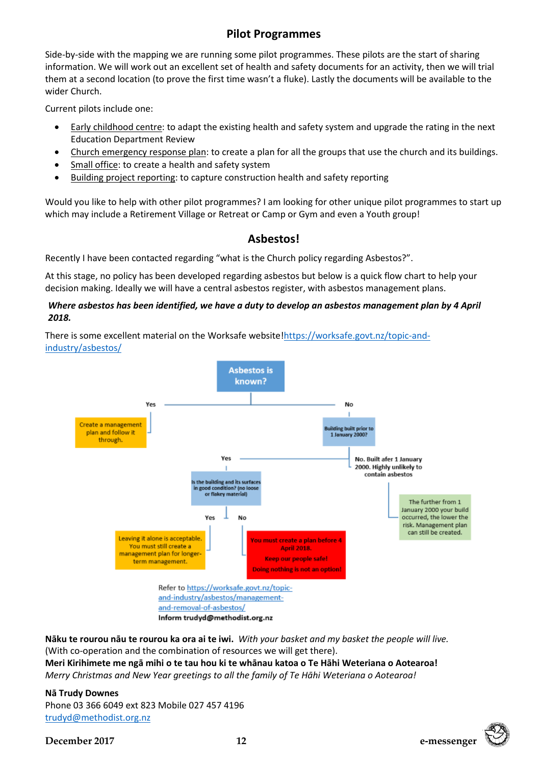## Pilot Programmes

Side-by-side with the mapping we are running some pilot programmes. These pilots are the start of sharing information. We will work out an excellent set of health and safety documents for an activity, then we will trial them at a second location (to prove the first time wasn't a fluke). Lastly the documents will be available to the wider Church.

Current pilots include one:

- Early childhood centre: to adapt the existing health and safety system and upgrade the rating in the next Education Department Review
- Church emergency response plan: to create a plan for all the groups that use the church and its buildings.
- Small office: to create a health and safety system
- Building project reporting: to capture construction health and safety reporting

Would you like to help with other pilot programmes? I am looking for other unique pilot programmes to start up which may include a Retirement Village or Retreat or Camp or Gym and even a Youth group!

## Asbestos!

Recently I have been contacted regarding "what is the Church policy regarding Asbestos?".

At this stage, no policy has been developed regarding asbestos but below is a quick flow chart to help your decision making. Ideally we will have a central asbestos register, with asbestos management plans.

***Where asbestos has been identified, we have a duty to develop an asbestos management plan by 4 April 2018.***

There is some excellent material on the Worksafe website! https://worksafe.govt.nz/topic-and-industry/asbestos/

Asbestos is known?

Yes

Create a management plan and follow it through.

No

Building built prior to 1 January 2000?

Yes

Is the building and its surfaces in good condition? (no loose or flakey material)

Yes

Leaving it alone is acceptable. You must still create a management plan for longer-term management.

No

You must create a plan before 4 April 2018.
Keep our people safe!
Doing nothing is not an option!

No. Built afer 1 January 2000. Highly unlikely to contain asbestos

The further from 1 January 2000 your build occurred, the lower the risk. Management plan can still be created.

Refer to https://worksafe.govt.nz/topic-and-industry/asbestos/management-and-removal-of-asbestos/
**Inform trudyd@methodist.org.nz**

**Nāku te rourou nāu te rourou ka ora ai te iwi.** *With your basket and my basket the people will live.*
(With co-operation and the combination of resources we will get there).
**Meri Kirihimete me ngā mihi o te tau hou ki te whānau katoa o Te Hāhi Weteriana o Aotearoa!**
*Merry Christmas and New Year greetings to all the family of Te Hāhi Weteriana o Aotearoa!*

**Nā Trudy Downes**
Phone 03 366 6049 ext 823 Mobile 027 457 4196
trudyd@methodist.org.nz